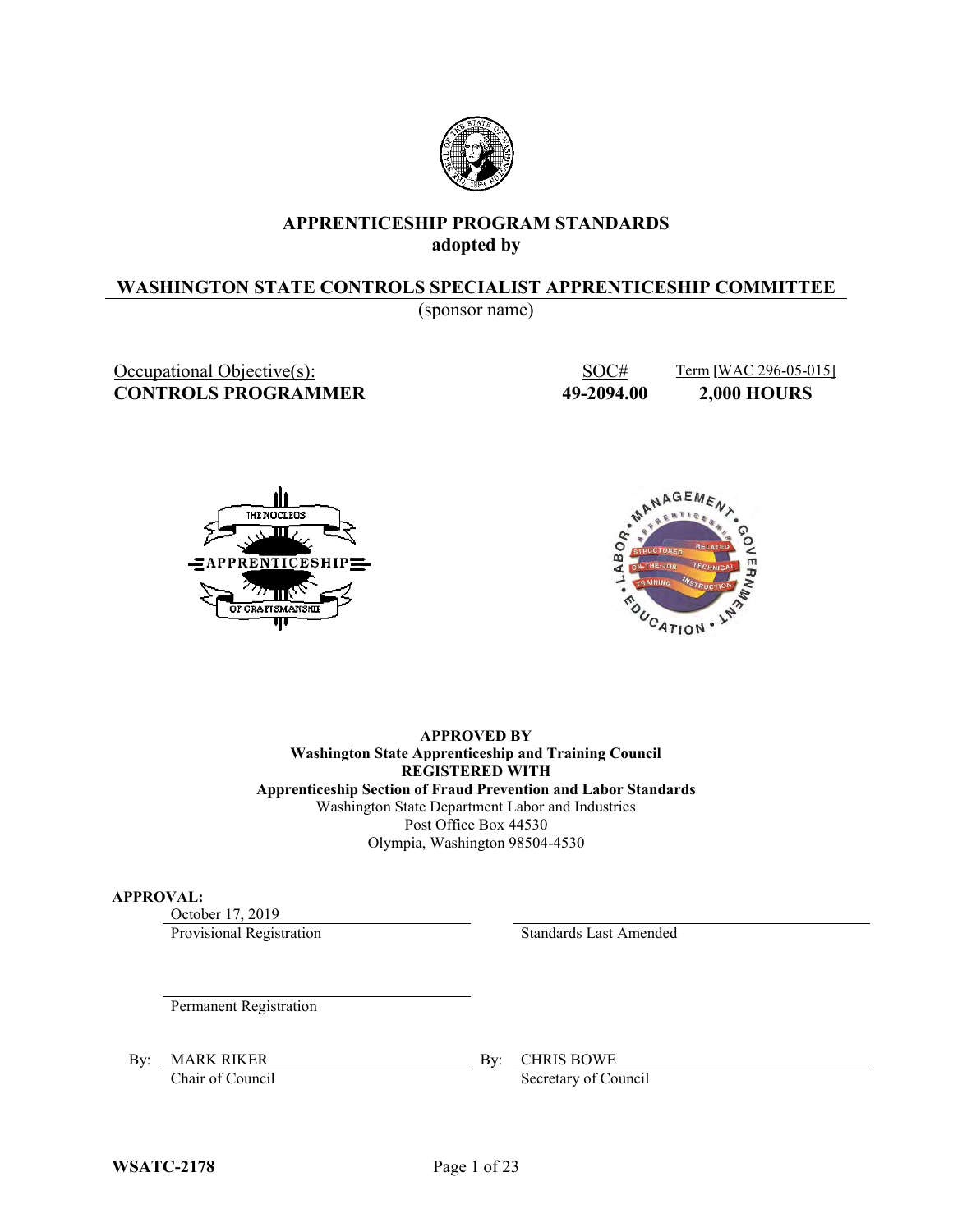# APPRENTICESHIP PROGRAM STANDARDS
## adopted by

## WASHINGTON STATE CONTROLS SPECIALIST APPRENTICESHIP COMMITTEE

(sponsor name)

| Occupational Objective(s): | SOC# | Term [WAC 296-05-015] |
|---|---|---|
| **CONTROLS PROGRAMMER** | **49-2094.00** | **2,000 HOURS** |

**APPROVED BY**
**Washington State Apprenticeship and Training Council**
**REGISTERED WITH**
**Apprenticeship Section of Fraud Prevention and Labor Standards**
Washington State Department Labor and Industries
Post Office Box 44530
Olympia, Washington 98504-4530

**APPROVAL:**

October 17, 2019
Provisional Registration

Standards Last Amended

Permanent Registration

By: MARK RIKER
Chair of Council

By: CHRIS BOWE
Secretary of Council

**WSATC-2178**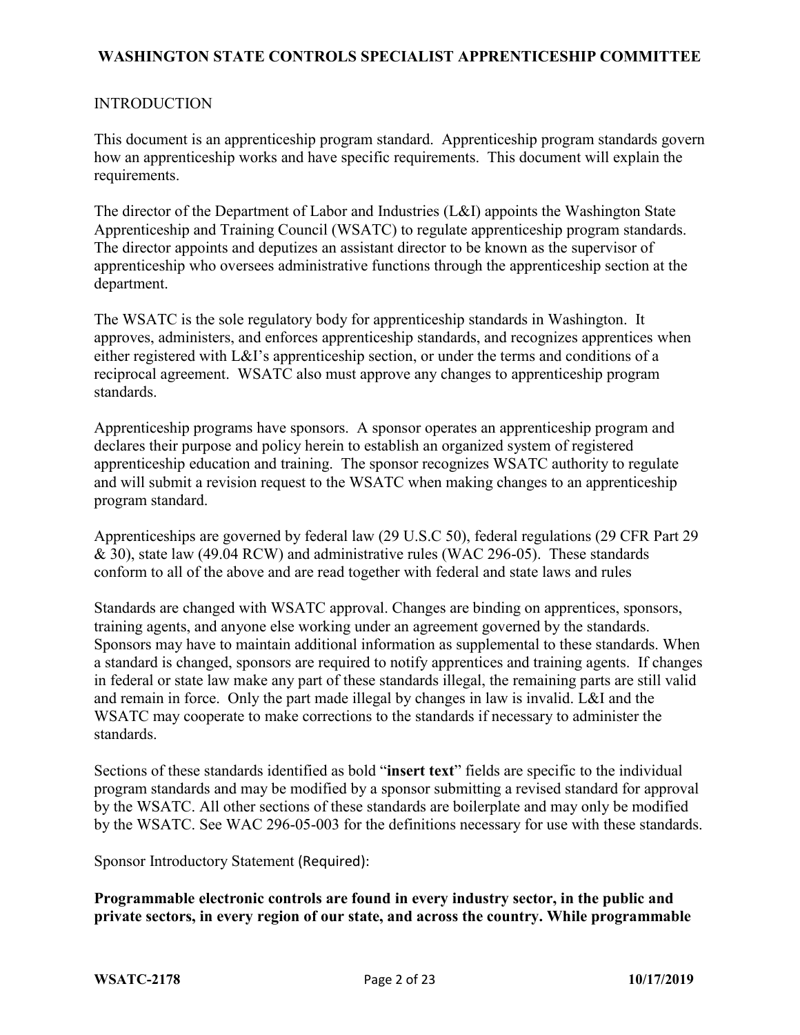**WASHINGTON STATE CONTROLS SPECIALIST APPRENTICESHIP COMMITTEE**

INTRODUCTION

This document is an apprenticeship program standard. Apprenticeship program standards govern how an apprenticeship works and have specific requirements. This document will explain the requirements.

The director of the Department of Labor and Industries (L&I) appoints the Washington State Apprenticeship and Training Council (WSATC) to regulate apprenticeship program standards. The director appoints and deputizes an assistant director to be known as the supervisor of apprenticeship who oversees administrative functions through the apprenticeship section at the department.

The WSATC is the sole regulatory body for apprenticeship standards in Washington. It approves, administers, and enforces apprenticeship standards, and recognizes apprentices when either registered with L&I's apprenticeship section, or under the terms and conditions of a reciprocal agreement. WSATC also must approve any changes to apprenticeship program standards.

Apprenticeship programs have sponsors. A sponsor operates an apprenticeship program and declares their purpose and policy herein to establish an organized system of registered apprenticeship education and training. The sponsor recognizes WSATC authority to regulate and will submit a revision request to the WSATC when making changes to an apprenticeship program standard.

Apprenticeships are governed by federal law (29 U.S.C 50), federal regulations (29 CFR Part 29 & 30), state law (49.04 RCW) and administrative rules (WAC 296-05). These standards conform to all of the above and are read together with federal and state laws and rules

Standards are changed with WSATC approval. Changes are binding on apprentices, sponsors, training agents, and anyone else working under an agreement governed by the standards. Sponsors may have to maintain additional information as supplemental to these standards. When a standard is changed, sponsors are required to notify apprentices and training agents. If changes in federal or state law make any part of these standards illegal, the remaining parts are still valid and remain in force. Only the part made illegal by changes in law is invalid. L&I and the WSATC may cooperate to make corrections to the standards if necessary to administer the standards.

Sections of these standards identified as bold "**insert text**" fields are specific to the individual program standards and may be modified by a sponsor submitting a revised standard for approval by the WSATC. All other sections of these standards are boilerplate and may only be modified by the WSATC. See WAC 296-05-003 for the definitions necessary for use with these standards.

Sponsor Introductory Statement (Required):

**Programmable electronic controls are found in every industry sector, in the public and private sectors, in every region of our state, and across the country. While programmable**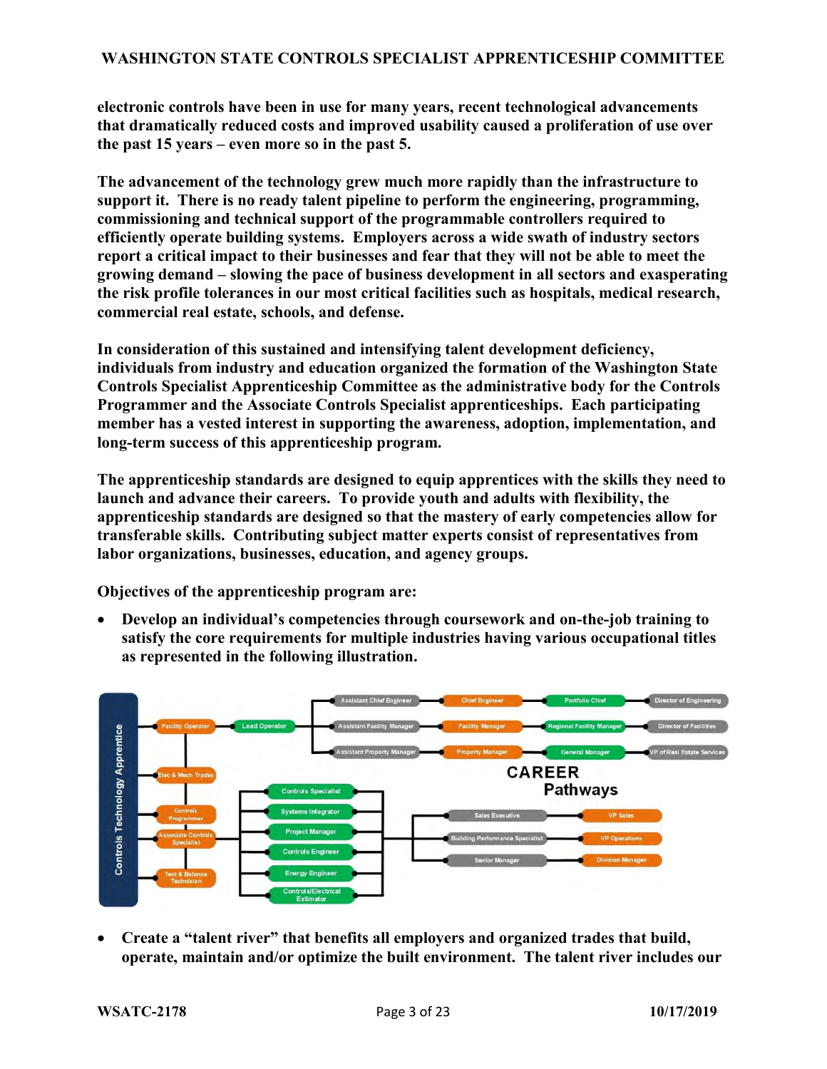**electronic controls have been in use for many years, recent technological advancements that dramatically reduced costs and improved usability caused a proliferation of use over the past 15 years – even more so in the past 5.**

**The advancement of the technology grew much more rapidly than the infrastructure to support it. There is no ready talent pipeline to perform the engineering, programming, commissioning and technical support of the programmable controllers required to efficiently operate building systems. Employers across a wide swath of industry sectors report a critical impact to their businesses and fear that they will not be able to meet the growing demand – slowing the pace of business development in all sectors and exasperating the risk profile tolerances in our most critical facilities such as hospitals, medical research, commercial real estate, schools, and defense.**

**In consideration of this sustained and intensifying talent development deficiency, individuals from industry and education organized the formation of the Washington State Controls Specialist Apprenticeship Committee as the administrative body for the Controls Programmer and the Associate Controls Specialist apprenticeships. Each participating member has a vested interest in supporting the awareness, adoption, implementation, and long-term success of this apprenticeship program.**

**The apprenticeship standards are designed to equip apprentices with the skills they need to launch and advance their careers. To provide youth and adults with flexibility, the apprenticeship standards are designed so that the mastery of early competencies allow for transferable skills. Contributing subject matter experts consist of representatives from labor organizations, businesses, education, and agency groups.**

**Objectives of the apprenticeship program are:**

- **Develop an individual's competencies through coursework and on-the-job training to satisfy the core requirements for multiple industries having various occupational titles as represented in the following illustration.**

- **Create a "talent river" that benefits all employers and organized trades that build, operate, maintain and/or optimize the built environment. The talent river includes our**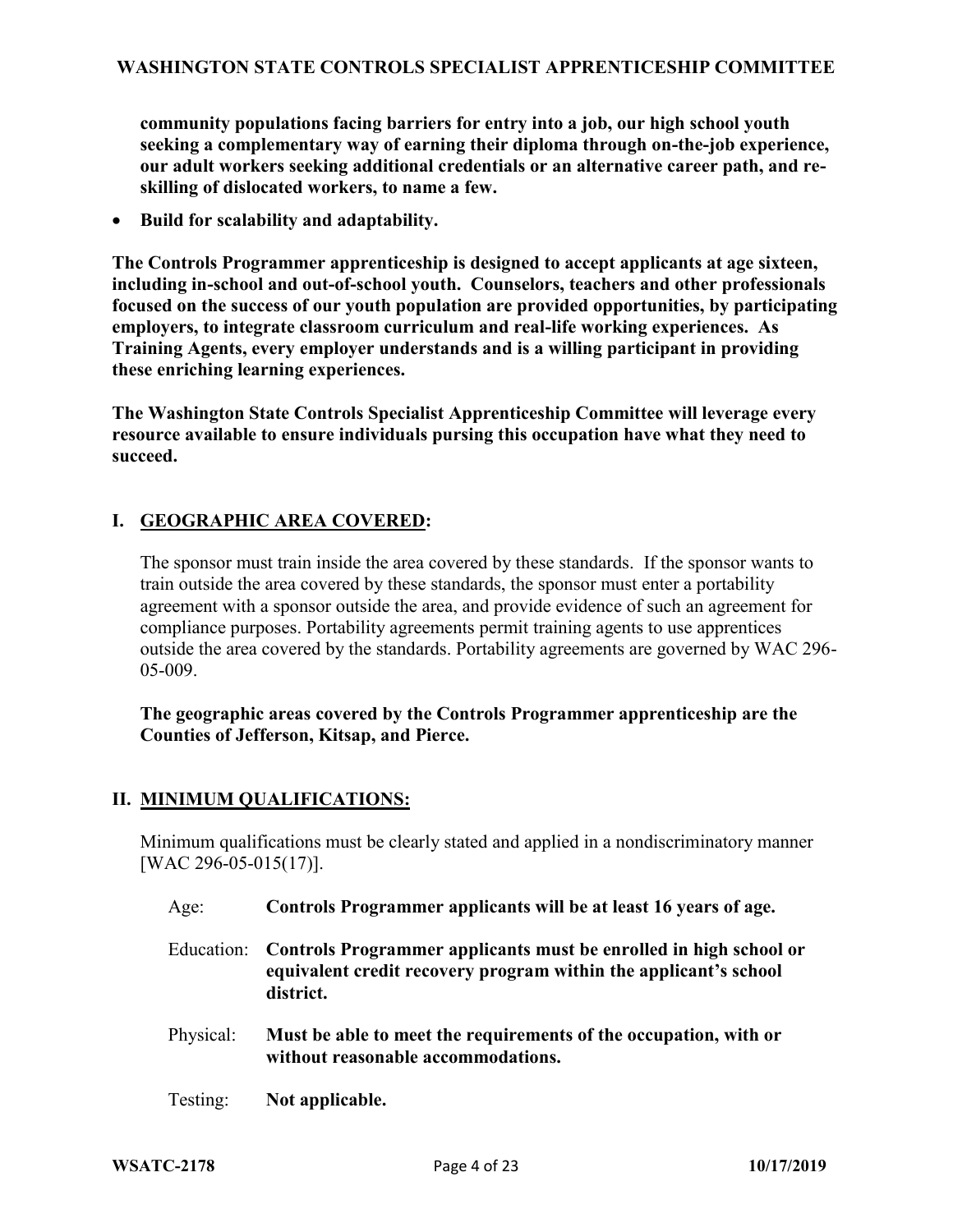**community populations facing barriers for entry into a job, our high school youth seeking a complementary way of earning their diploma through on-the-job experience, our adult workers seeking additional credentials or an alternative career path, and re-skilling of dislocated workers, to name a few.**

- **Build for scalability and adaptability.**

**The Controls Programmer apprenticeship is designed to accept applicants at age sixteen, including in-school and out-of-school youth. Counselors, teachers and other professionals focused on the success of our youth population are provided opportunities, by participating employers, to integrate classroom curriculum and real-life working experiences. As Training Agents, every employer understands and is a willing participant in providing these enriching learning experiences.**

**The Washington State Controls Specialist Apprenticeship Committee will leverage every resource available to ensure individuals pursing this occupation have what they need to succeed.**

## I. GEOGRAPHIC AREA COVERED:

The sponsor must train inside the area covered by these standards. If the sponsor wants to train outside the area covered by these standards, the sponsor must enter a portability agreement with a sponsor outside the area, and provide evidence of such an agreement for compliance purposes. Portability agreements permit training agents to use apprentices outside the area covered by the standards. Portability agreements are governed by WAC 296-05-009.

**The geographic areas covered by the Controls Programmer apprenticeship are the Counties of Jefferson, Kitsap, and Pierce.**

## II. MINIMUM QUALIFICATIONS:

Minimum qualifications must be clearly stated and applied in a nondiscriminatory manner [WAC 296-05-015(17)].

Age: **Controls Programmer applicants will be at least 16 years of age.**

Education: **Controls Programmer applicants must be enrolled in high school or equivalent credit recovery program within the applicant's school district.**

Physical: **Must be able to meet the requirements of the occupation, with or without reasonable accommodations.**

Testing: **Not applicable.**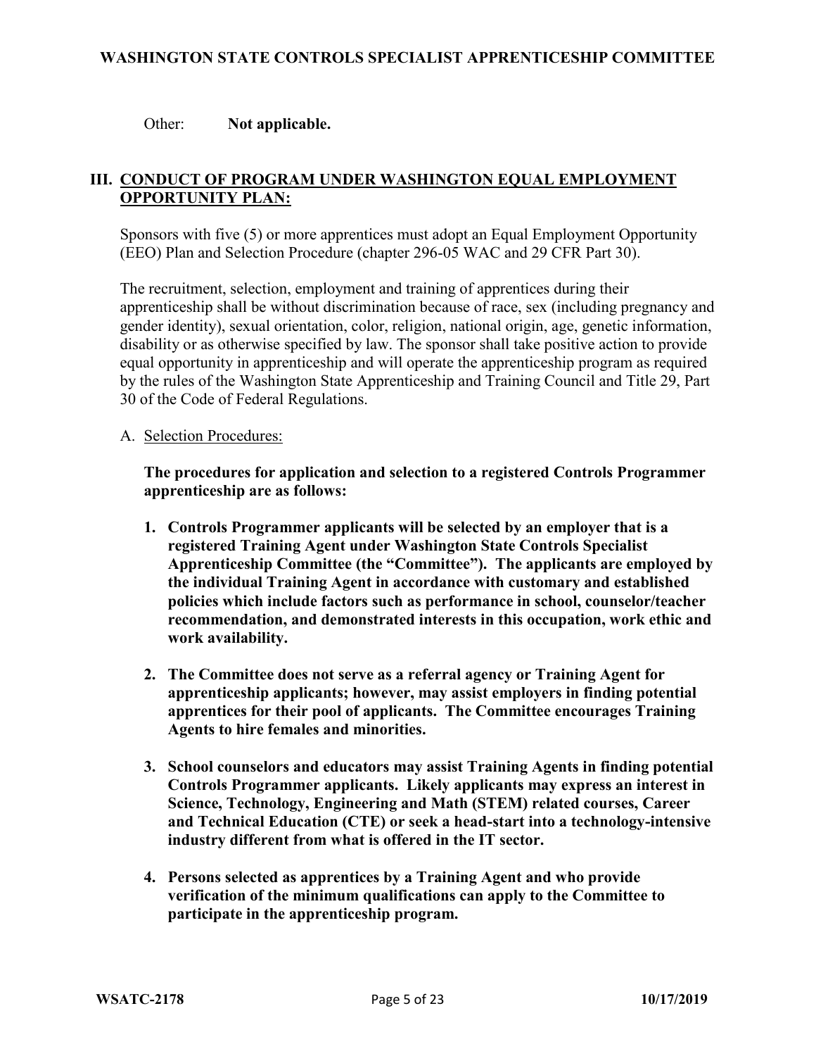Other: **Not applicable.**

## III. CONDUCT OF PROGRAM UNDER WASHINGTON EQUAL EMPLOYMENT OPPORTUNITY PLAN:

Sponsors with five (5) or more apprentices must adopt an Equal Employment Opportunity (EEO) Plan and Selection Procedure (chapter 296-05 WAC and 29 CFR Part 30).

The recruitment, selection, employment and training of apprentices during their apprenticeship shall be without discrimination because of race, sex (including pregnancy and gender identity), sexual orientation, color, religion, national origin, age, genetic information, disability or as otherwise specified by law. The sponsor shall take positive action to provide equal opportunity in apprenticeship and will operate the apprenticeship program as required by the rules of the Washington State Apprenticeship and Training Council and Title 29, Part 30 of the Code of Federal Regulations.

A. Selection Procedures:

**The procedures for application and selection to a registered Controls Programmer apprenticeship are as follows:**

1. **Controls Programmer applicants will be selected by an employer that is a registered Training Agent under Washington State Controls Specialist Apprenticeship Committee (the "Committee"). The applicants are employed by the individual Training Agent in accordance with customary and established policies which include factors such as performance in school, counselor/teacher recommendation, and demonstrated interests in this occupation, work ethic and work availability.**

2. **The Committee does not serve as a referral agency or Training Agent for apprenticeship applicants; however, may assist employers in finding potential apprentices for their pool of applicants. The Committee encourages Training Agents to hire females and minorities.**

3. **School counselors and educators may assist Training Agents in finding potential Controls Programmer applicants. Likely applicants may express an interest in Science, Technology, Engineering and Math (STEM) related courses, Career and Technical Education (CTE) or seek a head-start into a technology-intensive industry different from what is offered in the IT sector.**

4. **Persons selected as apprentices by a Training Agent and who provide verification of the minimum qualifications can apply to the Committee to participate in the apprenticeship program.**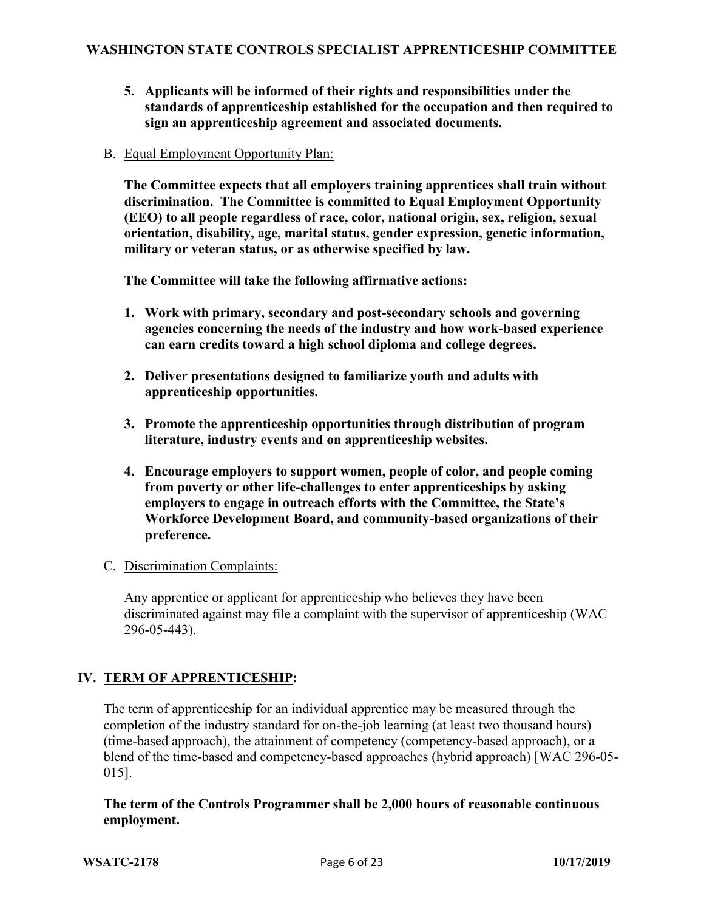5. **Applicants will be informed of their rights and responsibilities under the standards of apprenticeship established for the occupation and then required to sign an apprenticeship agreement and associated documents.**

B. Equal Employment Opportunity Plan:

**The Committee expects that all employers training apprentices shall train without discrimination. The Committee is committed to Equal Employment Opportunity (EEO) to all people regardless of race, color, national origin, sex, religion, sexual orientation, disability, age, marital status, gender expression, genetic information, military or veteran status, or as otherwise specified by law.**

**The Committee will take the following affirmative actions:**

1. **Work with primary, secondary and post-secondary schools and governing agencies concerning the needs of the industry and how work-based experience can earn credits toward a high school diploma and college degrees.**

2. **Deliver presentations designed to familiarize youth and adults with apprenticeship opportunities.**

3. **Promote the apprenticeship opportunities through distribution of program literature, industry events and on apprenticeship websites.**

4. **Encourage employers to support women, people of color, and people coming from poverty or other life-challenges to enter apprenticeships by asking employers to engage in outreach efforts with the Committee, the State's Workforce Development Board, and community-based organizations of their preference.**

C. Discrimination Complaints:

Any apprentice or applicant for apprenticeship who believes they have been discriminated against may file a complaint with the supervisor of apprenticeship (WAC 296-05-443).

## IV. TERM OF APPRENTICESHIP:

The term of apprenticeship for an individual apprentice may be measured through the completion of the industry standard for on-the-job learning (at least two thousand hours) (time-based approach), the attainment of competency (competency-based approach), or a blend of the time-based and competency-based approaches (hybrid approach) [WAC 296-05-015].

**The term of the Controls Programmer shall be 2,000 hours of reasonable continuous employment.**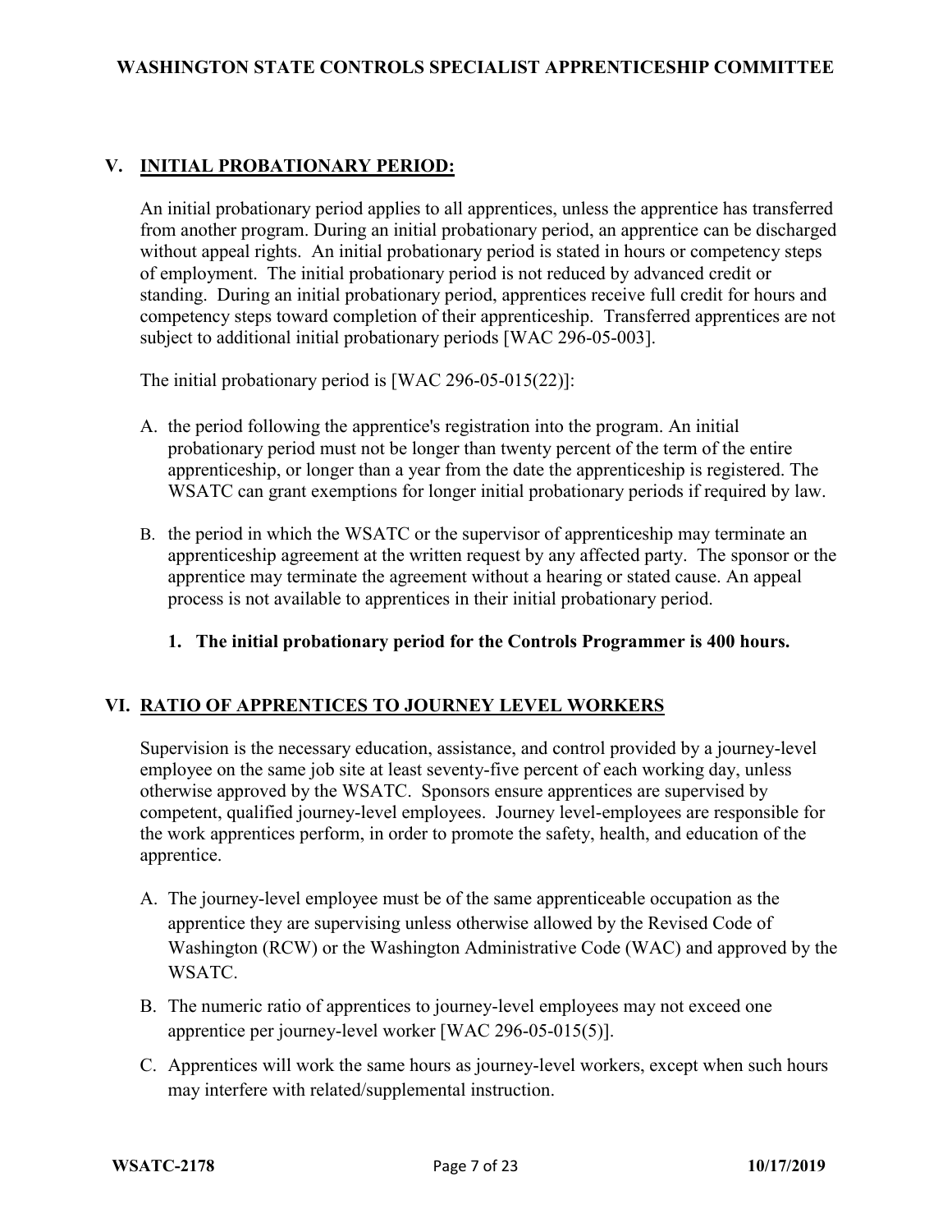## V. INITIAL PROBATIONARY PERIOD:

An initial probationary period applies to all apprentices, unless the apprentice has transferred from another program. During an initial probationary period, an apprentice can be discharged without appeal rights. An initial probationary period is stated in hours or competency steps of employment. The initial probationary period is not reduced by advanced credit or standing. During an initial probationary period, apprentices receive full credit for hours and competency steps toward completion of their apprenticeship. Transferred apprentices are not subject to additional initial probationary periods [WAC 296-05-003].

The initial probationary period is [WAC 296-05-015(22)]:

A. the period following the apprentice's registration into the program. An initial probationary period must not be longer than twenty percent of the term of the entire apprenticeship, or longer than a year from the date the apprenticeship is registered. The WSATC can grant exemptions for longer initial probationary periods if required by law.

B. the period in which the WSATC or the supervisor of apprenticeship may terminate an apprenticeship agreement at the written request by any affected party. The sponsor or the apprentice may terminate the agreement without a hearing or stated cause. An appeal process is not available to apprentices in their initial probationary period.

   1. **The initial probationary period for the Controls Programmer is 400 hours.**

## VI. RATIO OF APPRENTICES TO JOURNEY LEVEL WORKERS

Supervision is the necessary education, assistance, and control provided by a journey-level employee on the same job site at least seventy-five percent of each working day, unless otherwise approved by the WSATC. Sponsors ensure apprentices are supervised by competent, qualified journey-level employees. Journey level-employees are responsible for the work apprentices perform, in order to promote the safety, health, and education of the apprentice.

A. The journey-level employee must be of the same apprenticeable occupation as the apprentice they are supervising unless otherwise allowed by the Revised Code of Washington (RCW) or the Washington Administrative Code (WAC) and approved by the WSATC.

B. The numeric ratio of apprentices to journey-level employees may not exceed one apprentice per journey-level worker [WAC 296-05-015(5)].

C. Apprentices will work the same hours as journey-level workers, except when such hours may interfere with related/supplemental instruction.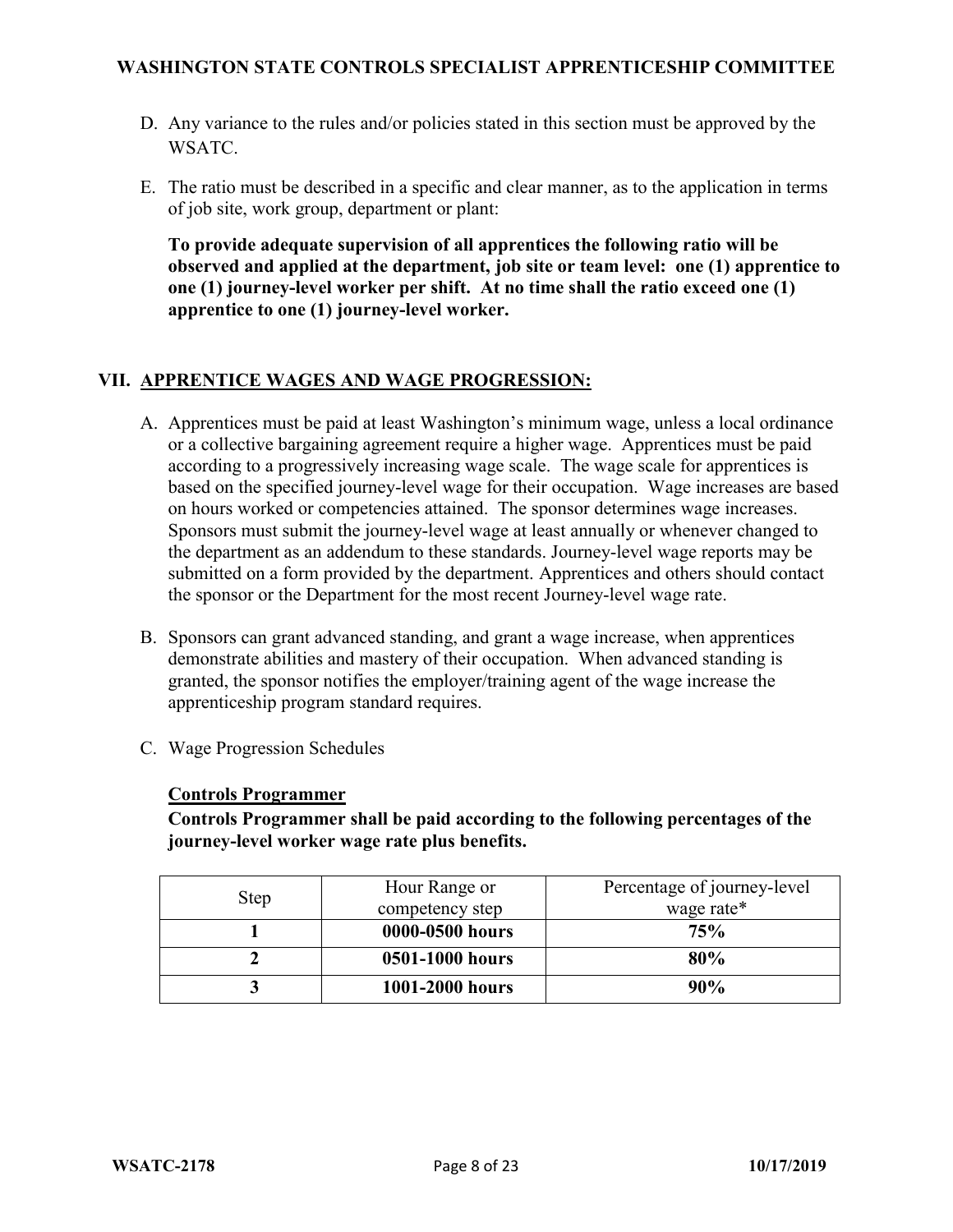D. Any variance to the rules and/or policies stated in this section must be approved by the WSATC.

E. The ratio must be described in a specific and clear manner, as to the application in terms of job site, work group, department or plant:

**To provide adequate supervision of all apprentices the following ratio will be observed and applied at the department, job site or team level: one (1) apprentice to one (1) journey-level worker per shift. At no time shall the ratio exceed one (1) apprentice to one (1) journey-level worker.**

## VII. APPRENTICE WAGES AND WAGE PROGRESSION:

A. Apprentices must be paid at least Washington's minimum wage, unless a local ordinance or a collective bargaining agreement require a higher wage. Apprentices must be paid according to a progressively increasing wage scale. The wage scale for apprentices is based on the specified journey-level wage for their occupation. Wage increases are based on hours worked or competencies attained. The sponsor determines wage increases. Sponsors must submit the journey-level wage at least annually or whenever changed to the department as an addendum to these standards. Journey-level wage reports may be submitted on a form provided by the department. Apprentices and others should contact the sponsor or the Department for the most recent Journey-level wage rate.

B. Sponsors can grant advanced standing, and grant a wage increase, when apprentices demonstrate abilities and mastery of their occupation. When advanced standing is granted, the sponsor notifies the employer/training agent of the wage increase the apprenticeship program standard requires.

C. Wage Progression Schedules

**Controls Programmer**

**Controls Programmer shall be paid according to the following percentages of the journey-level worker wage rate plus benefits.**

| Step | Hour Range or competency step | Percentage of journey-level wage rate* |
|---|---|---|
| **1** | **0000-0500 hours** | **75%** |
| **2** | **0501-1000 hours** | **80%** |
| **3** | **1001-2000 hours** | **90%** |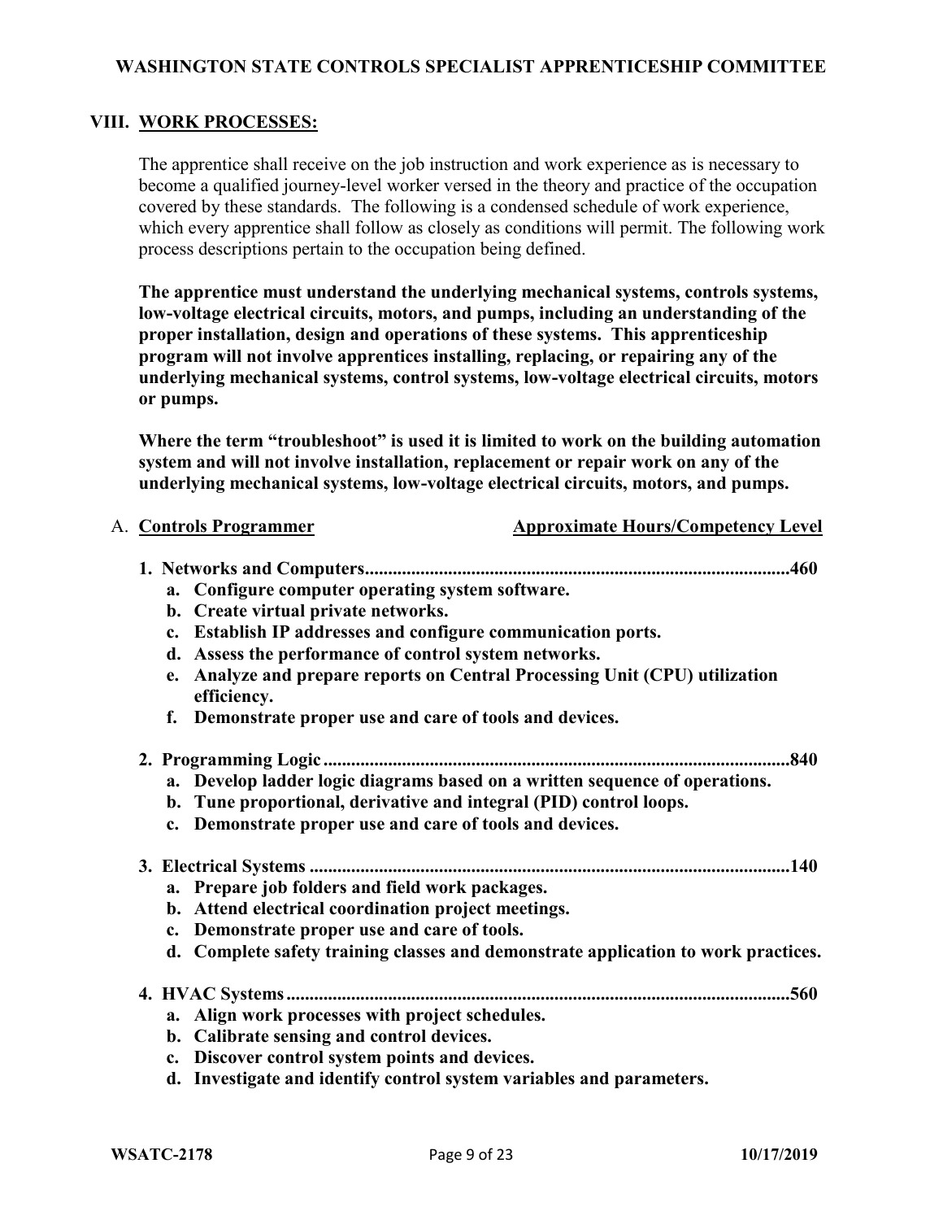## VIII. WORK PROCESSES:

The apprentice shall receive on the job instruction and work experience as is necessary to become a qualified journey-level worker versed in the theory and practice of the occupation covered by these standards. The following is a condensed schedule of work experience, which every apprentice shall follow as closely as conditions will permit. The following work process descriptions pertain to the occupation being defined.

**The apprentice must understand the underlying mechanical systems, controls systems, low-voltage electrical circuits, motors, and pumps, including an understanding of the proper installation, design and operations of these systems. This apprenticeship program will not involve apprentices installing, replacing, or repairing any of the underlying mechanical systems, control systems, low-voltage electrical circuits, motors or pumps.**

**Where the term "troubleshoot" is used it is limited to work on the building automation system and will not involve installation, replacement or repair work on any of the underlying mechanical systems, low-voltage electrical circuits, motors, and pumps.**

A. **Controls Programmer** — **Approximate Hours/Competency Level**

**1. Networks and Computers....................................................460**

- a. **Configure computer operating system software.**
- b. **Create virtual private networks.**
- c. **Establish IP addresses and configure communication ports.**
- d. **Assess the performance of control system networks.**
- e. **Analyze and prepare reports on Central Processing Unit (CPU) utilization efficiency.**
- f. **Demonstrate proper use and care of tools and devices.**

**2. Programming Logic....................................................840**

- a. **Develop ladder logic diagrams based on a written sequence of operations.**
- b. **Tune proportional, derivative and integral (PID) control loops.**
- c. **Demonstrate proper use and care of tools and devices.**

**3. Electrical Systems....................................................140**

- a. **Prepare job folders and field work packages.**
- b. **Attend electrical coordination project meetings.**
- c. **Demonstrate proper use and care of tools.**
- d. **Complete safety training classes and demonstrate application to work practices.**

**4. HVAC Systems....................................................560**

- a. **Align work processes with project schedules.**
- b. **Calibrate sensing and control devices.**
- c. **Discover control system points and devices.**
- d. **Investigate and identify control system variables and parameters.**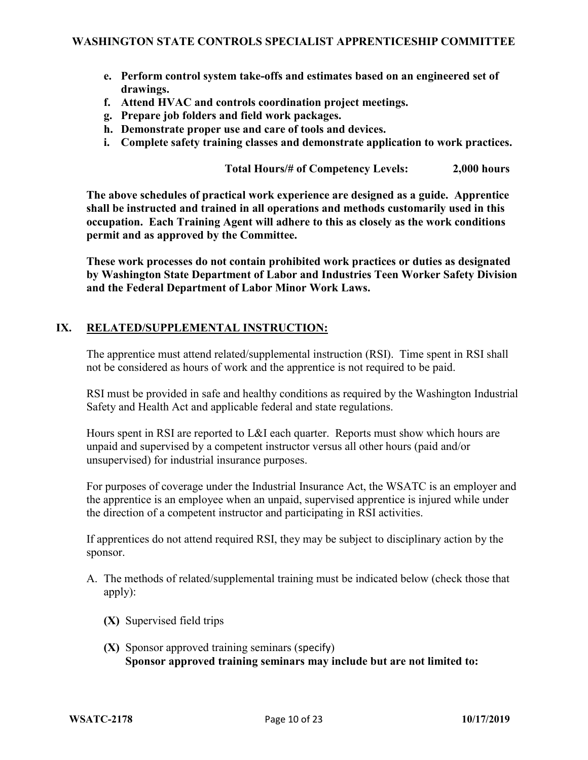- **e. Perform control system take-offs and estimates based on an engineered set of drawings.**
- **f. Attend HVAC and controls coordination project meetings.**
- **g. Prepare job folders and field work packages.**
- **h. Demonstrate proper use and care of tools and devices.**
- **i. Complete safety training classes and demonstrate application to work practices.**

**Total Hours/# of Competency Levels: 2,000 hours**

**The above schedules of practical work experience are designed as a guide. Apprentice shall be instructed and trained in all operations and methods customarily used in this occupation. Each Training Agent will adhere to this as closely as the work conditions permit and as approved by the Committee.**

**These work processes do not contain prohibited work practices or duties as designated by Washington State Department of Labor and Industries Teen Worker Safety Division and the Federal Department of Labor Minor Work Laws.**

## IX. RELATED/SUPPLEMENTAL INSTRUCTION:

The apprentice must attend related/supplemental instruction (RSI). Time spent in RSI shall not be considered as hours of work and the apprentice is not required to be paid.

RSI must be provided in safe and healthy conditions as required by the Washington Industrial Safety and Health Act and applicable federal and state regulations.

Hours spent in RSI are reported to L&I each quarter. Reports must show which hours are unpaid and supervised by a competent instructor versus all other hours (paid and/or unsupervised) for industrial insurance purposes.

For purposes of coverage under the Industrial Insurance Act, the WSATC is an employer and the apprentice is an employee when an unpaid, supervised apprentice is injured while under the direction of a competent instructor and participating in RSI activities.

If apprentices do not attend required RSI, they may be subject to disciplinary action by the sponsor.

A. The methods of related/supplemental training must be indicated below (check those that apply):

   **(X)** Supervised field trips

   **(X)** Sponsor approved training seminars (specify)
   **Sponsor approved training seminars may include but are not limited to:**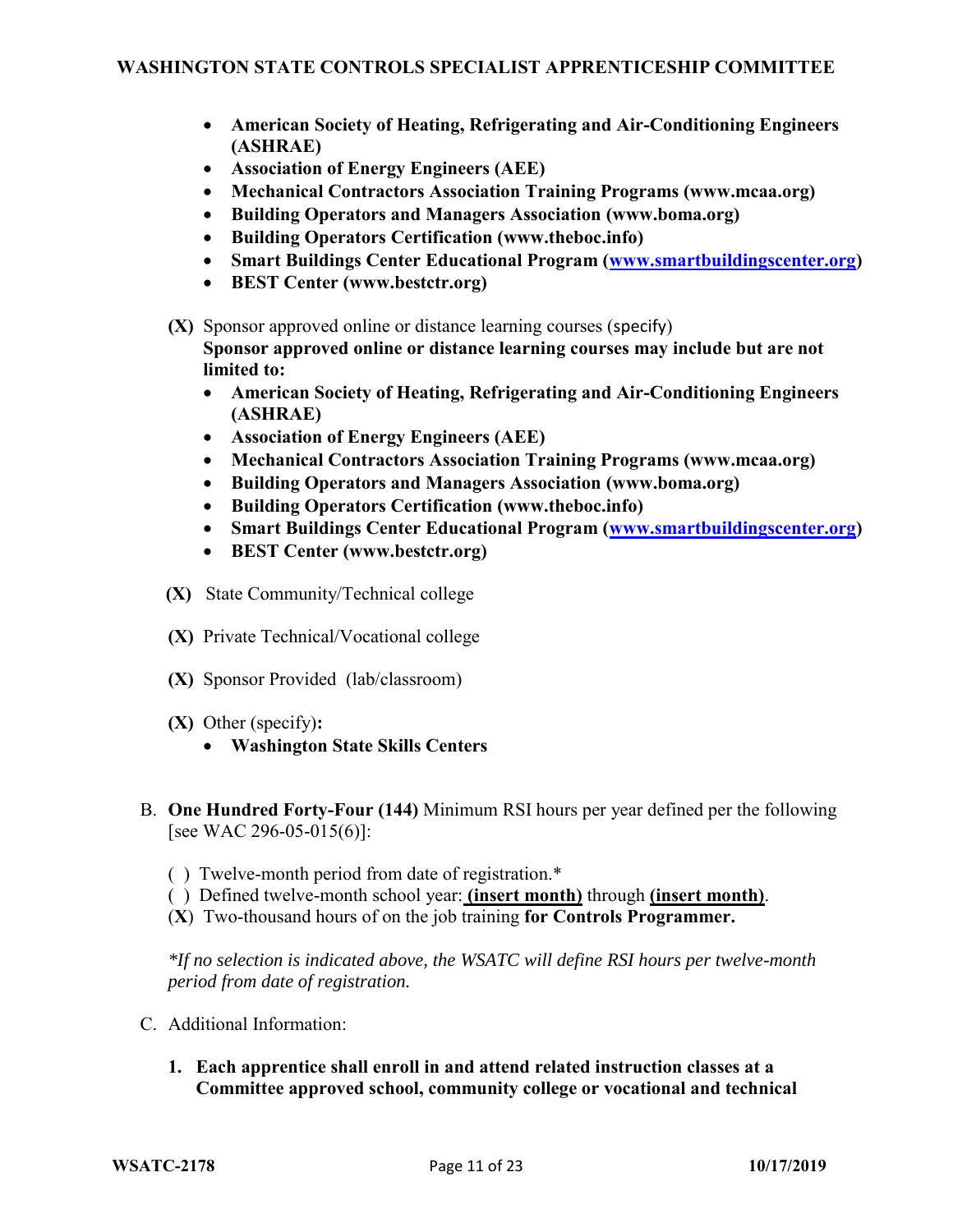- **American Society of Heating, Refrigerating and Air-Conditioning Engineers (ASHRAE)**
- **Association of Energy Engineers (AEE)**
- **Mechanical Contractors Association Training Programs (www.mcaa.org)**
- **Building Operators and Managers Association (www.boma.org)**
- **Building Operators Certification (www.theboc.info)**
- **Smart Buildings Center Educational Program (www.smartbuildingscenter.org)**
- **BEST Center (www.bestctr.org)**

**(X)** Sponsor approved online or distance learning courses (specify)
**Sponsor approved online or distance learning courses may include but are not limited to:**

- **American Society of Heating, Refrigerating and Air-Conditioning Engineers (ASHRAE)**
- **Association of Energy Engineers (AEE)**
- **Mechanical Contractors Association Training Programs (www.mcaa.org)**
- **Building Operators and Managers Association (www.boma.org)**
- **Building Operators Certification (www.theboc.info)**
- **Smart Buildings Center Educational Program (www.smartbuildingscenter.org)**
- **BEST Center (www.bestctr.org)**

**(X)** State Community/Technical college

**(X)** Private Technical/Vocational college

**(X)** Sponsor Provided (lab/classroom)

**(X)** Other (specify)**:**

- **Washington State Skills Centers**

B. **One Hundred Forty-Four (144)** Minimum RSI hours per year defined per the following [see WAC 296-05-015(6)]:

( ) Twelve-month period from date of registration.*
( ) Defined twelve-month school year: **(insert month)** through **(insert month)**.
(**X**) Two-thousand hours of on the job training **for Controls Programmer.**

*\*If no selection is indicated above, the WSATC will define RSI hours per twelve-month period from date of registration.*

C. Additional Information:

1. **Each apprentice shall enroll in and attend related instruction classes at a Committee approved school, community college or vocational and technical**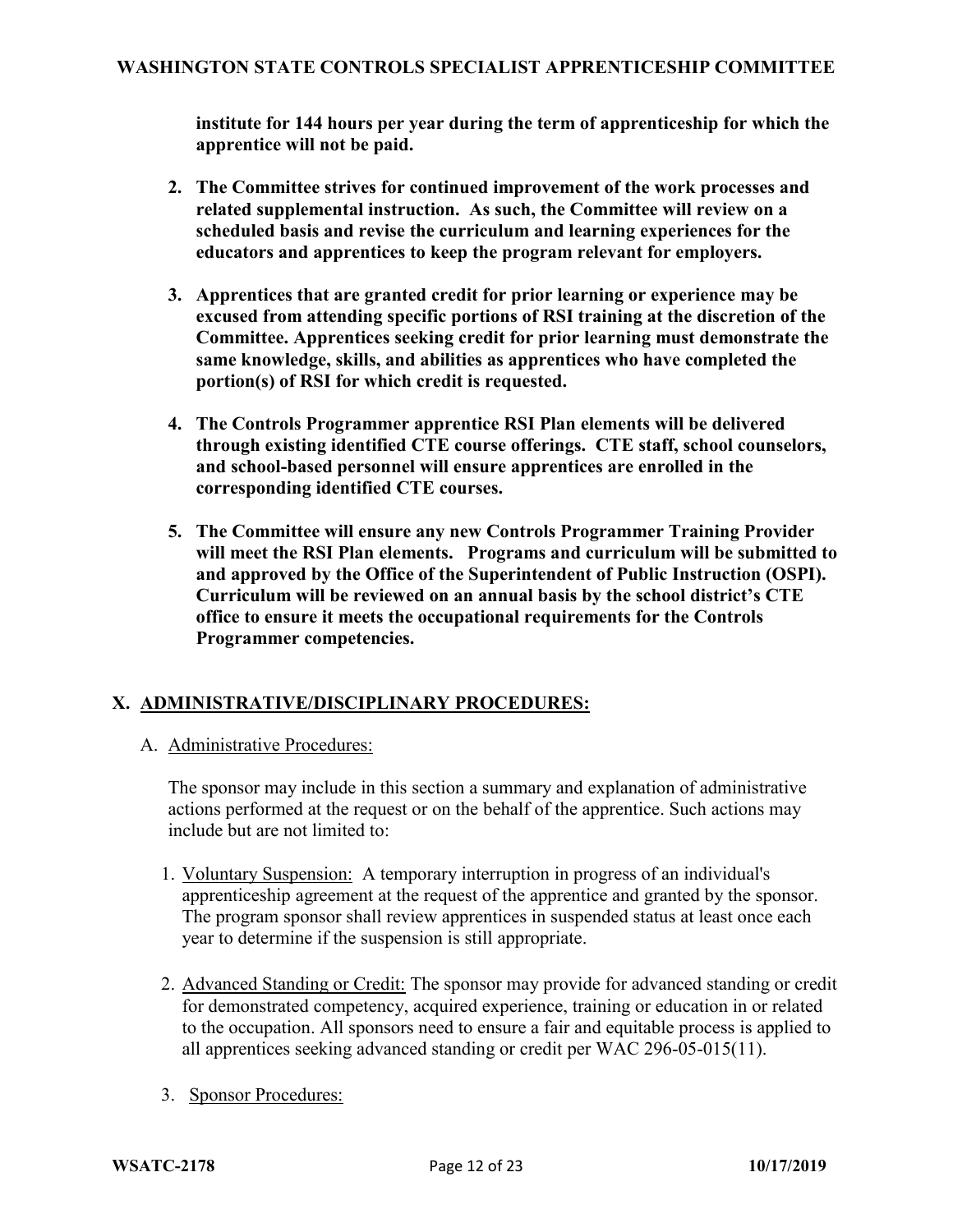**institute for 144 hours per year during the term of apprenticeship for which the apprentice will not be paid.**

2. **The Committee strives for continued improvement of the work processes and related supplemental instruction. As such, the Committee will review on a scheduled basis and revise the curriculum and learning experiences for the educators and apprentices to keep the program relevant for employers.**

3. **Apprentices that are granted credit for prior learning or experience may be excused from attending specific portions of RSI training at the discretion of the Committee. Apprentices seeking credit for prior learning must demonstrate the same knowledge, skills, and abilities as apprentices who have completed the portion(s) of RSI for which credit is requested.**

4. **The Controls Programmer apprentice RSI Plan elements will be delivered through existing identified CTE course offerings. CTE staff, school counselors, and school-based personnel will ensure apprentices are enrolled in the corresponding identified CTE courses.**

5. **The Committee will ensure any new Controls Programmer Training Provider will meet the RSI Plan elements. Programs and curriculum will be submitted to and approved by the Office of the Superintendent of Public Instruction (OSPI). Curriculum will be reviewed on an annual basis by the school district's CTE office to ensure it meets the occupational requirements for the Controls Programmer competencies.**

## X. ADMINISTRATIVE/DISCIPLINARY PROCEDURES:

A. Administrative Procedures:

The sponsor may include in this section a summary and explanation of administrative actions performed at the request or on the behalf of the apprentice. Such actions may include but are not limited to:

1. Voluntary Suspension: A temporary interruption in progress of an individual's apprenticeship agreement at the request of the apprentice and granted by the sponsor. The program sponsor shall review apprentices in suspended status at least once each year to determine if the suspension is still appropriate.

2. Advanced Standing or Credit: The sponsor may provide for advanced standing or credit for demonstrated competency, acquired experience, training or education in or related to the occupation. All sponsors need to ensure a fair and equitable process is applied to all apprentices seeking advanced standing or credit per WAC 296-05-015(11).

3. Sponsor Procedures: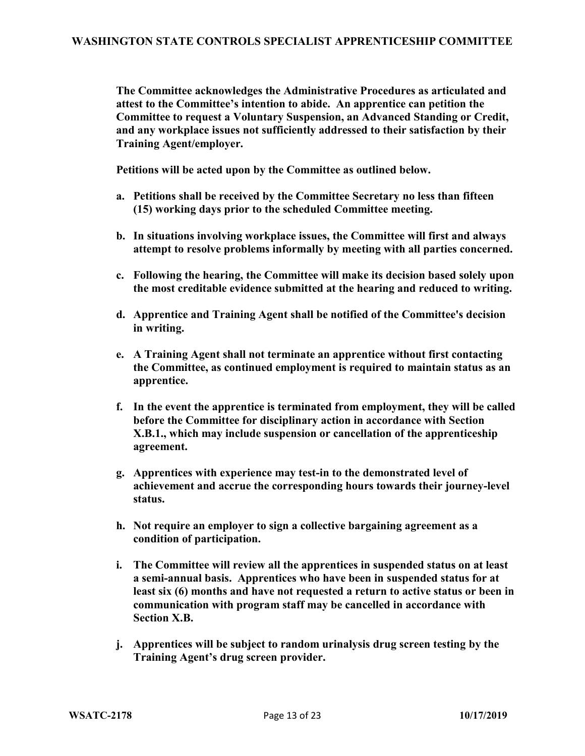**The Committee acknowledges the Administrative Procedures as articulated and attest to the Committee's intention to abide. An apprentice can petition the Committee to request a Voluntary Suspension, an Advanced Standing or Credit, and any workplace issues not sufficiently addressed to their satisfaction by their Training Agent/employer.**

**Petitions will be acted upon by the Committee as outlined below.**

a. **Petitions shall be received by the Committee Secretary no less than fifteen (15) working days prior to the scheduled Committee meeting.**

b. **In situations involving workplace issues, the Committee will first and always attempt to resolve problems informally by meeting with all parties concerned.**

c. **Following the hearing, the Committee will make its decision based solely upon the most creditable evidence submitted at the hearing and reduced to writing.**

d. **Apprentice and Training Agent shall be notified of the Committee's decision in writing.**

e. **A Training Agent shall not terminate an apprentice without first contacting the Committee, as continued employment is required to maintain status as an apprentice.**

f. **In the event the apprentice is terminated from employment, they will be called before the Committee for disciplinary action in accordance with Section X.B.1., which may include suspension or cancellation of the apprenticeship agreement.**

g. **Apprentices with experience may test-in to the demonstrated level of achievement and accrue the corresponding hours towards their journey-level status.**

h. **Not require an employer to sign a collective bargaining agreement as a condition of participation.**

i. **The Committee will review all the apprentices in suspended status on at least a semi-annual basis. Apprentices who have been in suspended status for at least six (6) months and have not requested a return to active status or been in communication with program staff may be cancelled in accordance with Section X.B.**

j. **Apprentices will be subject to random urinalysis drug screen testing by the Training Agent's drug screen provider.**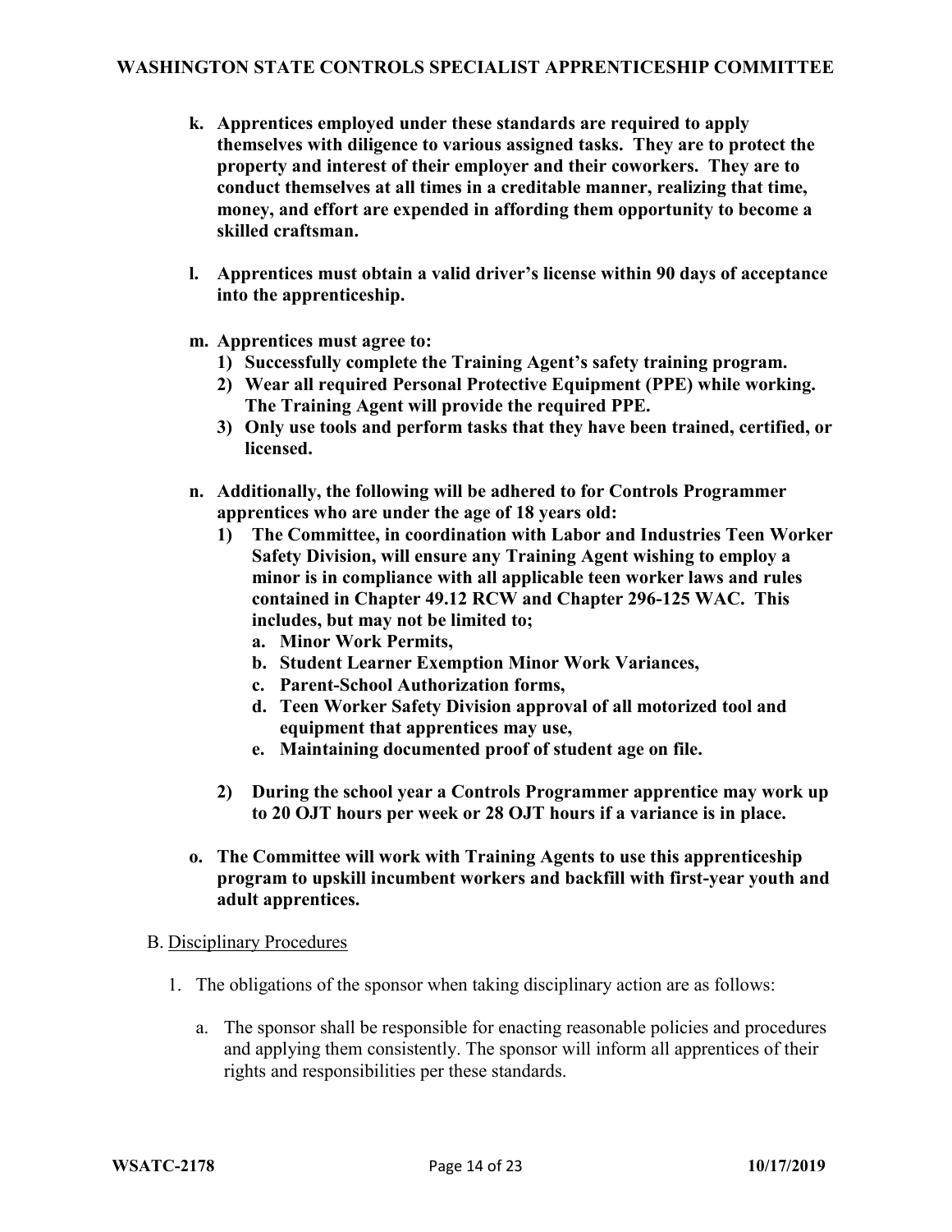- **k. Apprentices employed under these standards are required to apply themselves with diligence to various assigned tasks. They are to protect the property and interest of their employer and their coworkers. They are to conduct themselves at all times in a creditable manner, realizing that time, money, and effort are expended in affording them opportunity to become a skilled craftsman.**

- **l. Apprentices must obtain a valid driver's license within 90 days of acceptance into the apprenticeship.**

- **m. Apprentices must agree to:**
  - **1) Successfully complete the Training Agent's safety training program.**
  - **2) Wear all required Personal Protective Equipment (PPE) while working. The Training Agent will provide the required PPE.**
  - **3) Only use tools and perform tasks that they have been trained, certified, or licensed.**

- **n. Additionally, the following will be adhered to for Controls Programmer apprentices who are under the age of 18 years old:**
  - **1) The Committee, in coordination with Labor and Industries Teen Worker Safety Division, will ensure any Training Agent wishing to employ a minor is in compliance with all applicable teen worker laws and rules contained in Chapter 49.12 RCW and Chapter 296-125 WAC. This includes, but may not be limited to;**
    - **a. Minor Work Permits,**
    - **b. Student Learner Exemption Minor Work Variances,**
    - **c. Parent-School Authorization forms,**
    - **d. Teen Worker Safety Division approval of all motorized tool and equipment that apprentices may use,**
    - **e. Maintaining documented proof of student age on file.**
  - **2) During the school year a Controls Programmer apprentice may work up to 20 OJT hours per week or 28 OJT hours if a variance is in place.**

- **o. The Committee will work with Training Agents to use this apprenticeship program to upskill incumbent workers and backfill with first-year youth and adult apprentices.**

B. <u>Disciplinary Procedures</u>

1. The obligations of the sponsor when taking disciplinary action are as follows:

   a. The sponsor shall be responsible for enacting reasonable policies and procedures and applying them consistently. The sponsor will inform all apprentices of their rights and responsibilities per these standards.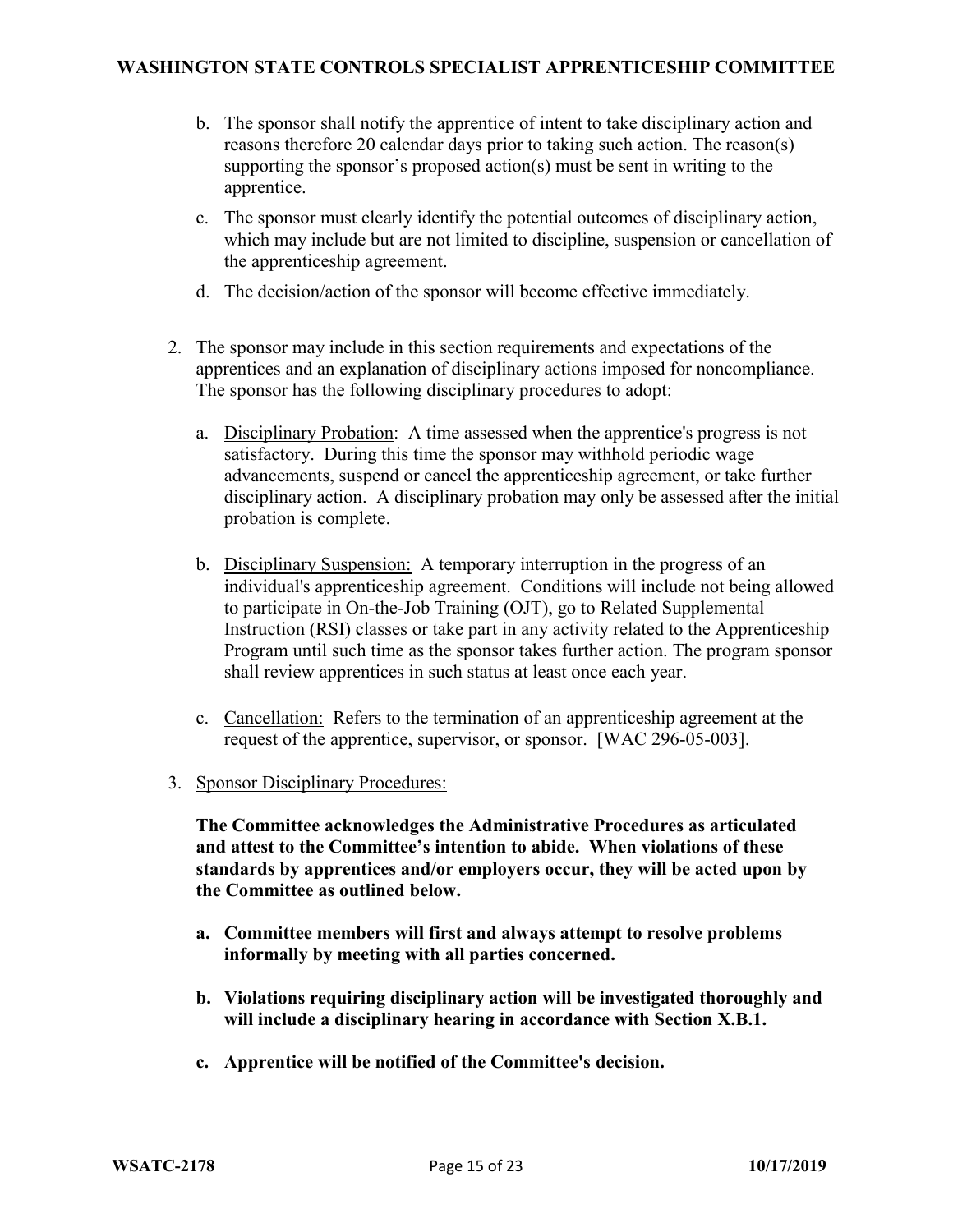b. The sponsor shall notify the apprentice of intent to take disciplinary action and reasons therefore 20 calendar days prior to taking such action. The reason(s) supporting the sponsor's proposed action(s) must be sent in writing to the apprentice.

c. The sponsor must clearly identify the potential outcomes of disciplinary action, which may include but are not limited to discipline, suspension or cancellation of the apprenticeship agreement.

d. The decision/action of the sponsor will become effective immediately.

2. The sponsor may include in this section requirements and expectations of the apprentices and an explanation of disciplinary actions imposed for noncompliance. The sponsor has the following disciplinary procedures to adopt:

   a. <u>Disciplinary Probation</u>: A time assessed when the apprentice's progress is not satisfactory. During this time the sponsor may withhold periodic wage advancements, suspend or cancel the apprenticeship agreement, or take further disciplinary action. A disciplinary probation may only be assessed after the initial probation is complete.

   b. <u>Disciplinary Suspension:</u> A temporary interruption in the progress of an individual's apprenticeship agreement. Conditions will include not being allowed to participate in On-the-Job Training (OJT), go to Related Supplemental Instruction (RSI) classes or take part in any activity related to the Apprenticeship Program until such time as the sponsor takes further action. The program sponsor shall review apprentices in such status at least once each year.

   c. <u>Cancellation:</u> Refers to the termination of an apprenticeship agreement at the request of the apprentice, supervisor, or sponsor. [WAC 296-05-003].

3. <u>Sponsor Disciplinary Procedures:</u>

   **The Committee acknowledges the Administrative Procedures as articulated and attest to the Committee's intention to abide. When violations of these standards by apprentices and/or employers occur, they will be acted upon by the Committee as outlined below.**

   **a. Committee members will first and always attempt to resolve problems informally by meeting with all parties concerned.**

   **b. Violations requiring disciplinary action will be investigated thoroughly and will include a disciplinary hearing in accordance with Section X.B.1.**

   **c. Apprentice will be notified of the Committee's decision.**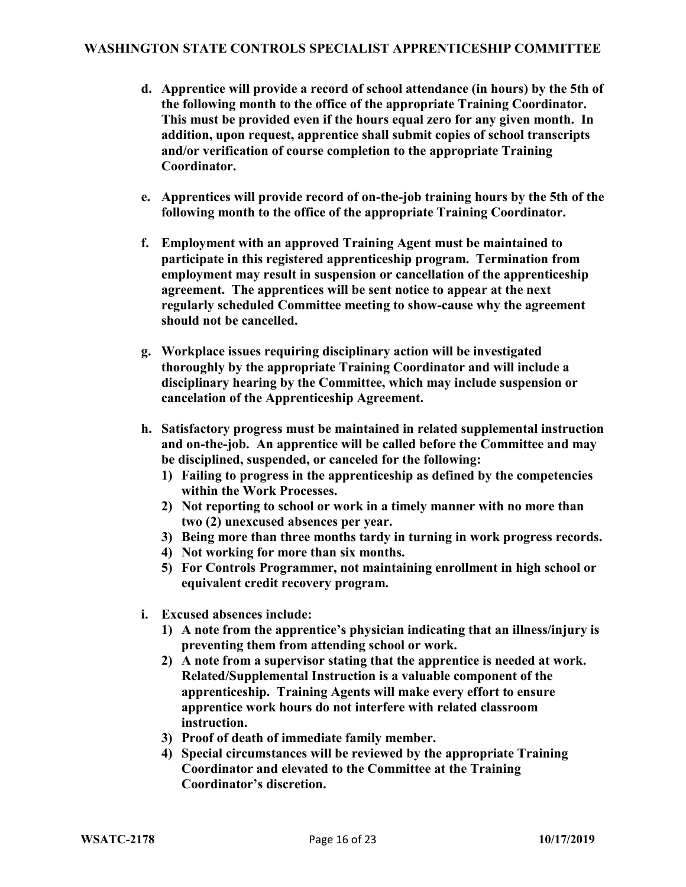**d. Apprentice will provide a record of school attendance (in hours) by the 5th of the following month to the office of the appropriate Training Coordinator. This must be provided even if the hours equal zero for any given month. In addition, upon request, apprentice shall submit copies of school transcripts and/or verification of course completion to the appropriate Training Coordinator.**

**e. Apprentices will provide record of on-the-job training hours by the 5th of the following month to the office of the appropriate Training Coordinator.**

**f. Employment with an approved Training Agent must be maintained to participate in this registered apprenticeship program. Termination from employment may result in suspension or cancellation of the apprenticeship agreement. The apprentices will be sent notice to appear at the next regularly scheduled Committee meeting to show-cause why the agreement should not be cancelled.**

**g. Workplace issues requiring disciplinary action will be investigated thoroughly by the appropriate Training Coordinator and will include a disciplinary hearing by the Committee, which may include suspension or cancelation of the Apprenticeship Agreement.**

**h. Satisfactory progress must be maintained in related supplemental instruction and on-the-job. An apprentice will be called before the Committee and may be disciplined, suspended, or canceled for the following:**

1) **Failing to progress in the apprenticeship as defined by the competencies within the Work Processes.**
2) **Not reporting to school or work in a timely manner with no more than two (2) unexcused absences per year.**
3) **Being more than three months tardy in turning in work progress records.**
4) **Not working for more than six months.**
5) **For Controls Programmer, not maintaining enrollment in high school or equivalent credit recovery program.**

**i. Excused absences include:**

1) **A note from the apprentice's physician indicating that an illness/injury is preventing them from attending school or work.**
2) **A note from a supervisor stating that the apprentice is needed at work. Related/Supplemental Instruction is a valuable component of the apprenticeship. Training Agents will make every effort to ensure apprentice work hours do not interfere with related classroom instruction.**
3) **Proof of death of immediate family member.**
4) **Special circumstances will be reviewed by the appropriate Training Coordinator and elevated to the Committee at the Training Coordinator's discretion.**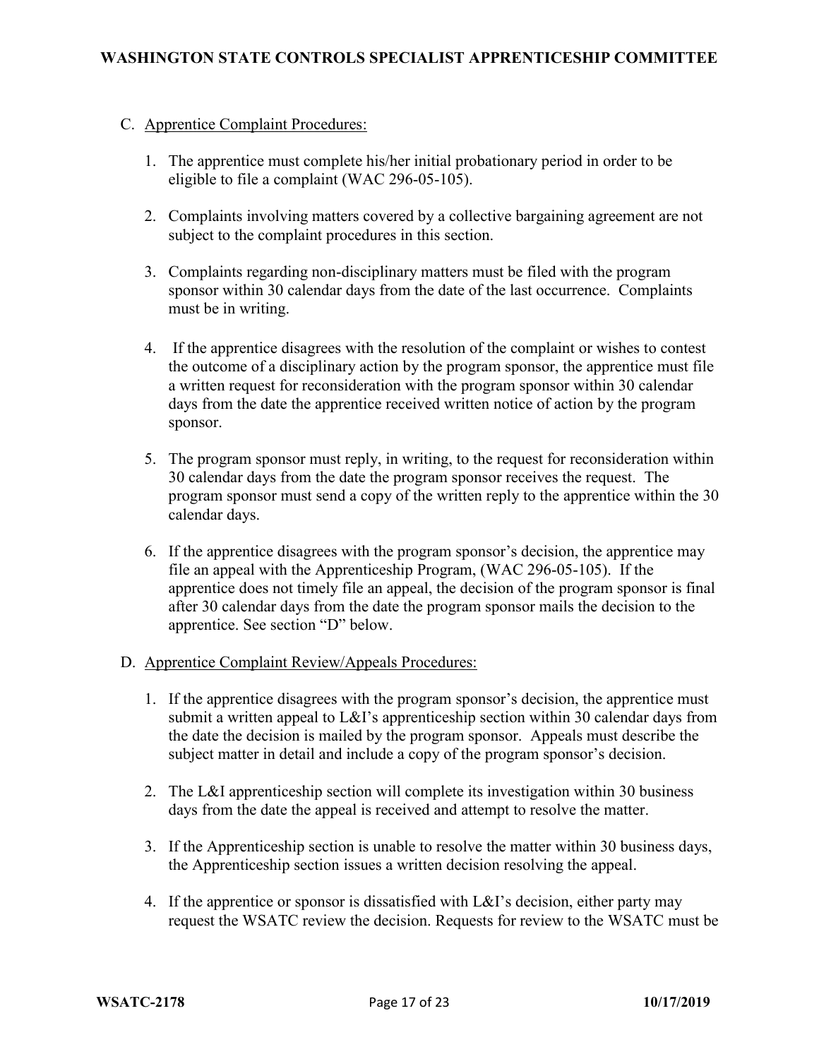C. Apprentice Complaint Procedures:

1. The apprentice must complete his/her initial probationary period in order to be eligible to file a complaint (WAC 296-05-105).

2. Complaints involving matters covered by a collective bargaining agreement are not subject to the complaint procedures in this section.

3. Complaints regarding non-disciplinary matters must be filed with the program sponsor within 30 calendar days from the date of the last occurrence. Complaints must be in writing.

4. If the apprentice disagrees with the resolution of the complaint or wishes to contest the outcome of a disciplinary action by the program sponsor, the apprentice must file a written request for reconsideration with the program sponsor within 30 calendar days from the date the apprentice received written notice of action by the program sponsor.

5. The program sponsor must reply, in writing, to the request for reconsideration within 30 calendar days from the date the program sponsor receives the request. The program sponsor must send a copy of the written reply to the apprentice within the 30 calendar days.

6. If the apprentice disagrees with the program sponsor's decision, the apprentice may file an appeal with the Apprenticeship Program, (WAC 296-05-105). If the apprentice does not timely file an appeal, the decision of the program sponsor is final after 30 calendar days from the date the program sponsor mails the decision to the apprentice. See section "D" below.

D. Apprentice Complaint Review/Appeals Procedures:

1. If the apprentice disagrees with the program sponsor's decision, the apprentice must submit a written appeal to L&I's apprenticeship section within 30 calendar days from the date the decision is mailed by the program sponsor. Appeals must describe the subject matter in detail and include a copy of the program sponsor's decision.

2. The L&I apprenticeship section will complete its investigation within 30 business days from the date the appeal is received and attempt to resolve the matter.

3. If the Apprenticeship section is unable to resolve the matter within 30 business days, the Apprenticeship section issues a written decision resolving the appeal.

4. If the apprentice or sponsor is dissatisfied with L&I's decision, either party may request the WSATC review the decision. Requests for review to the WSATC must be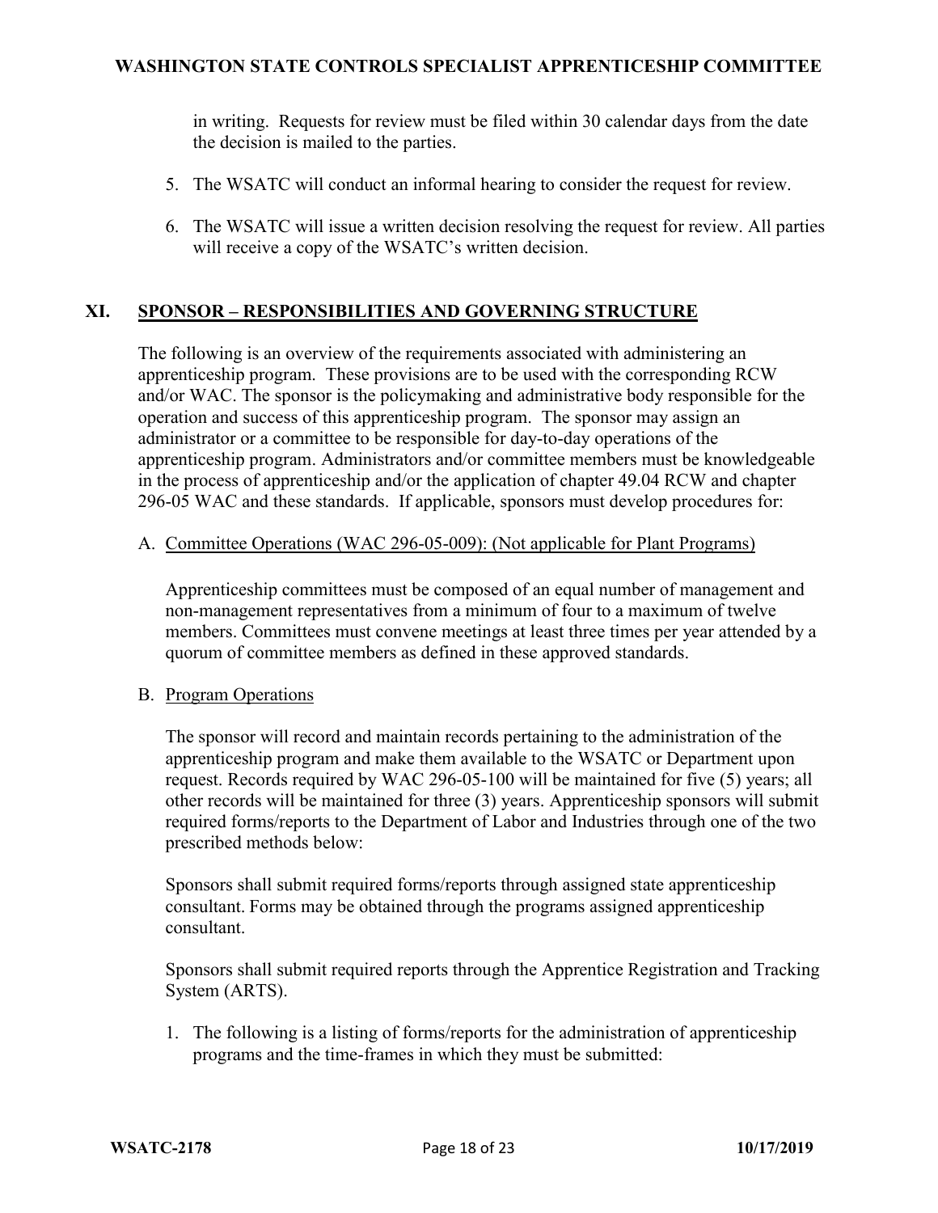in writing. Requests for review must be filed within 30 calendar days from the date the decision is mailed to the parties.

5. The WSATC will conduct an informal hearing to consider the request for review.

6. The WSATC will issue a written decision resolving the request for review. All parties will receive a copy of the WSATC's written decision.

## XI. SPONSOR – RESPONSIBILITIES AND GOVERNING STRUCTURE

The following is an overview of the requirements associated with administering an apprenticeship program. These provisions are to be used with the corresponding RCW and/or WAC. The sponsor is the policymaking and administrative body responsible for the operation and success of this apprenticeship program. The sponsor may assign an administrator or a committee to be responsible for day-to-day operations of the apprenticeship program. Administrators and/or committee members must be knowledgeable in the process of apprenticeship and/or the application of chapter 49.04 RCW and chapter 296-05 WAC and these standards. If applicable, sponsors must develop procedures for:

A. Committee Operations (WAC 296-05-009): (Not applicable for Plant Programs)

Apprenticeship committees must be composed of an equal number of management and non-management representatives from a minimum of four to a maximum of twelve members. Committees must convene meetings at least three times per year attended by a quorum of committee members as defined in these approved standards.

B. Program Operations

The sponsor will record and maintain records pertaining to the administration of the apprenticeship program and make them available to the WSATC or Department upon request. Records required by WAC 296-05-100 will be maintained for five (5) years; all other records will be maintained for three (3) years. Apprenticeship sponsors will submit required forms/reports to the Department of Labor and Industries through one of the two prescribed methods below:

Sponsors shall submit required forms/reports through assigned state apprenticeship consultant. Forms may be obtained through the programs assigned apprenticeship consultant.

Sponsors shall submit required reports through the Apprentice Registration and Tracking System (ARTS).

1. The following is a listing of forms/reports for the administration of apprenticeship programs and the time-frames in which they must be submitted: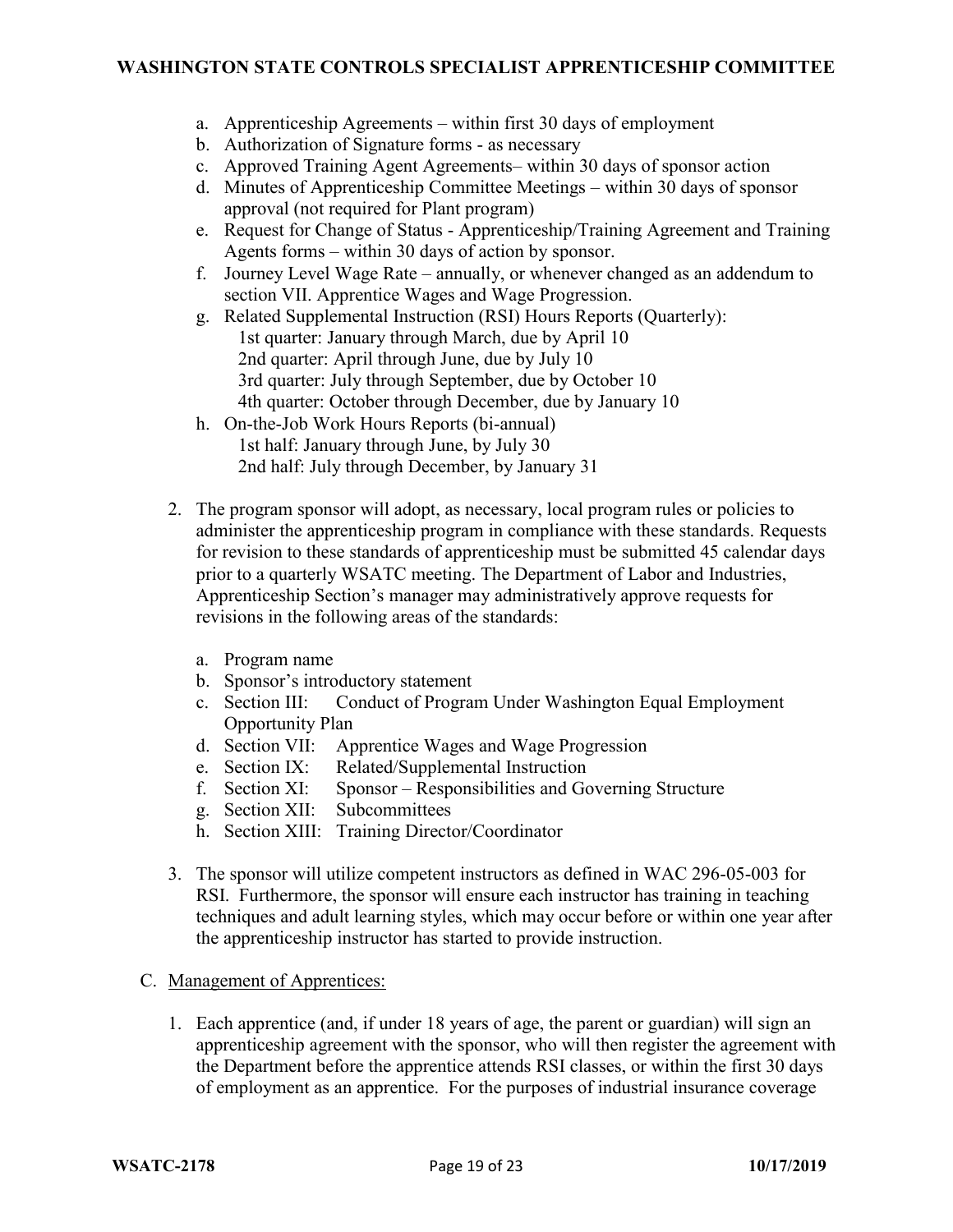a. Apprenticeship Agreements – within first 30 days of employment
b. Authorization of Signature forms - as necessary
c. Approved Training Agent Agreements– within 30 days of sponsor action
d. Minutes of Apprenticeship Committee Meetings – within 30 days of sponsor approval (not required for Plant program)
e. Request for Change of Status - Apprenticeship/Training Agreement and Training Agents forms – within 30 days of action by sponsor.
f. Journey Level Wage Rate – annually, or whenever changed as an addendum to section VII. Apprentice Wages and Wage Progression.
g. Related Supplemental Instruction (RSI) Hours Reports (Quarterly):
   1st quarter: January through March, due by April 10
   2nd quarter: April through June, due by July 10
   3rd quarter: July through September, due by October 10
   4th quarter: October through December, due by January 10
h. On-the-Job Work Hours Reports (bi-annual)
   1st half: January through June, by July 30
   2nd half: July through December, by January 31

2. The program sponsor will adopt, as necessary, local program rules or policies to administer the apprenticeship program in compliance with these standards. Requests for revision to these standards of apprenticeship must be submitted 45 calendar days prior to a quarterly WSATC meeting. The Department of Labor and Industries, Apprenticeship Section's manager may administratively approve requests for revisions in the following areas of the standards:

   a. Program name
   b. Sponsor's introductory statement
   c. Section III: Conduct of Program Under Washington Equal Employment Opportunity Plan
   d. Section VII: Apprentice Wages and Wage Progression
   e. Section IX: Related/Supplemental Instruction
   f. Section XI: Sponsor – Responsibilities and Governing Structure
   g. Section XII: Subcommittees
   h. Section XIII: Training Director/Coordinator

3. The sponsor will utilize competent instructors as defined in WAC 296-05-003 for RSI. Furthermore, the sponsor will ensure each instructor has training in teaching techniques and adult learning styles, which may occur before or within one year after the apprenticeship instructor has started to provide instruction.

C. <u>Management of Apprentices:</u>

1. Each apprentice (and, if under 18 years of age, the parent or guardian) will sign an apprenticeship agreement with the sponsor, who will then register the agreement with the Department before the apprentice attends RSI classes, or within the first 30 days of employment as an apprentice. For the purposes of industrial insurance coverage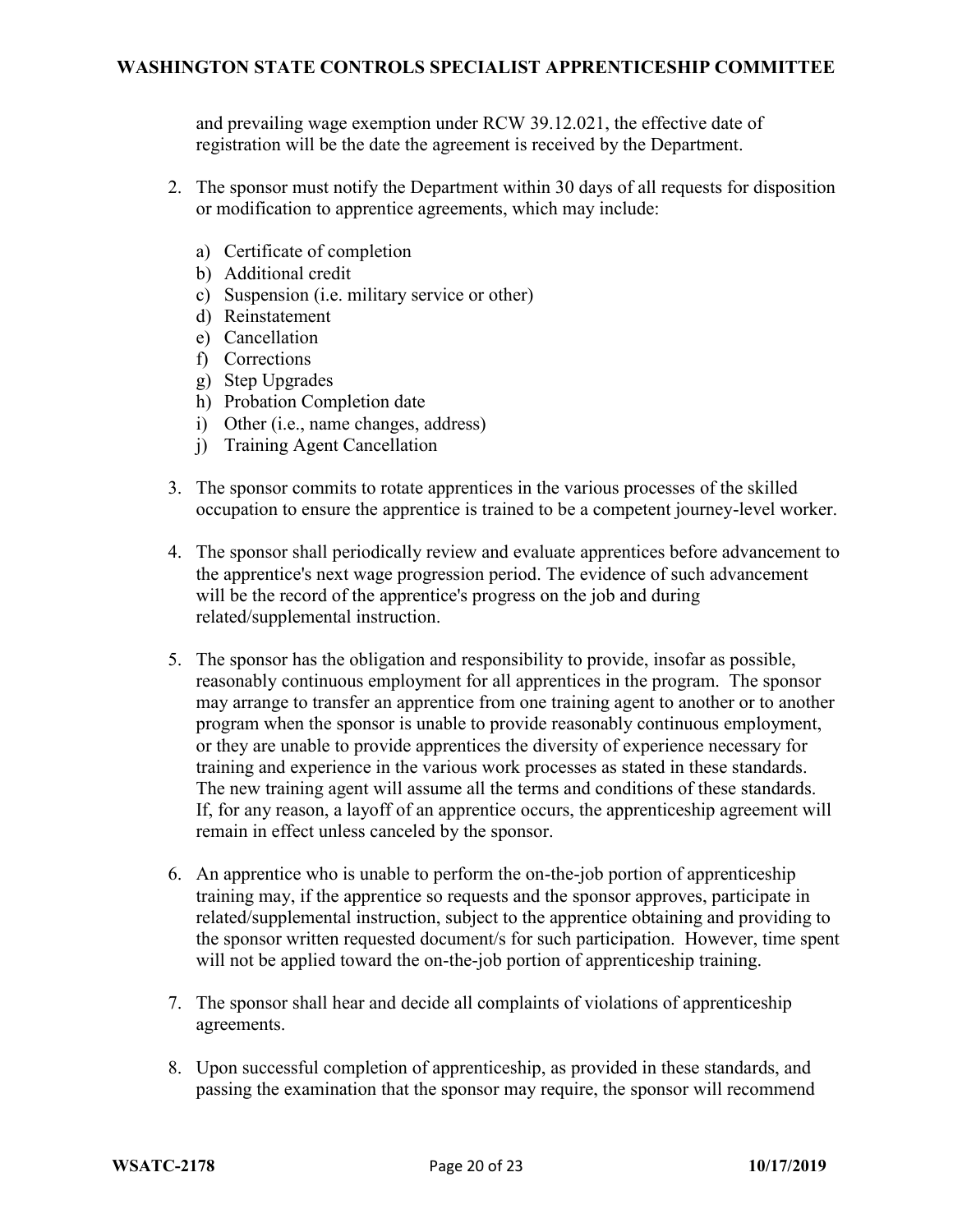and prevailing wage exemption under RCW 39.12.021, the effective date of registration will be the date the agreement is received by the Department.

2. The sponsor must notify the Department within 30 days of all requests for disposition or modification to apprentice agreements, which may include:

   a) Certificate of completion
   b) Additional credit
   c) Suspension (i.e. military service or other)
   d) Reinstatement
   e) Cancellation
   f) Corrections
   g) Step Upgrades
   h) Probation Completion date
   i) Other (i.e., name changes, address)
   j) Training Agent Cancellation

3. The sponsor commits to rotate apprentices in the various processes of the skilled occupation to ensure the apprentice is trained to be a competent journey-level worker.

4. The sponsor shall periodically review and evaluate apprentices before advancement to the apprentice's next wage progression period. The evidence of such advancement will be the record of the apprentice's progress on the job and during related/supplemental instruction.

5. The sponsor has the obligation and responsibility to provide, insofar as possible, reasonably continuous employment for all apprentices in the program. The sponsor may arrange to transfer an apprentice from one training agent to another or to another program when the sponsor is unable to provide reasonably continuous employment, or they are unable to provide apprentices the diversity of experience necessary for training and experience in the various work processes as stated in these standards. The new training agent will assume all the terms and conditions of these standards. If, for any reason, a layoff of an apprentice occurs, the apprenticeship agreement will remain in effect unless canceled by the sponsor.

6. An apprentice who is unable to perform the on-the-job portion of apprenticeship training may, if the apprentice so requests and the sponsor approves, participate in related/supplemental instruction, subject to the apprentice obtaining and providing to the sponsor written requested document/s for such participation. However, time spent will not be applied toward the on-the-job portion of apprenticeship training.

7. The sponsor shall hear and decide all complaints of violations of apprenticeship agreements.

8. Upon successful completion of apprenticeship, as provided in these standards, and passing the examination that the sponsor may require, the sponsor will recommend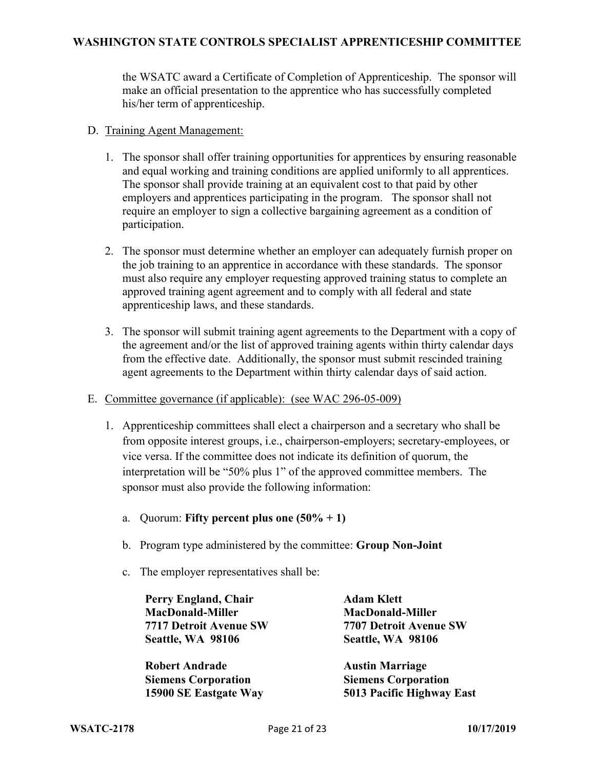the WSATC award a Certificate of Completion of Apprenticeship. The sponsor will make an official presentation to the apprentice who has successfully completed his/her term of apprenticeship.

D. Training Agent Management:

1. The sponsor shall offer training opportunities for apprentices by ensuring reasonable and equal working and training conditions are applied uniformly to all apprentices. The sponsor shall provide training at an equivalent cost to that paid by other employers and apprentices participating in the program. The sponsor shall not require an employer to sign a collective bargaining agreement as a condition of participation.

2. The sponsor must determine whether an employer can adequately furnish proper on the job training to an apprentice in accordance with these standards. The sponsor must also require any employer requesting approved training status to complete an approved training agent agreement and to comply with all federal and state apprenticeship laws, and these standards.

3. The sponsor will submit training agent agreements to the Department with a copy of the agreement and/or the list of approved training agents within thirty calendar days from the effective date. Additionally, the sponsor must submit rescinded training agent agreements to the Department within thirty calendar days of said action.

E. Committee governance (if applicable): (see WAC 296-05-009)

1. Apprenticeship committees shall elect a chairperson and a secretary who shall be from opposite interest groups, i.e., chairperson-employers; secretary-employees, or vice versa. If the committee does not indicate its definition of quorum, the interpretation will be "50% plus 1" of the approved committee members. The sponsor must also provide the following information:

   a. Quorum: **Fifty percent plus one (50% + 1)**

   b. Program type administered by the committee: **Group Non-Joint**

   c. The employer representatives shall be:

**Perry England, Chair**
**MacDonald-Miller**
**7717 Detroit Avenue SW**
**Seattle, WA 98106**

**Adam Klett**
**MacDonald-Miller**
**7707 Detroit Avenue SW**
**Seattle, WA 98106**

**Robert Andrade**
**Siemens Corporation**
**15900 SE Eastgate Way**

**Austin Marriage**
**Siemens Corporation**
**5013 Pacific Highway East**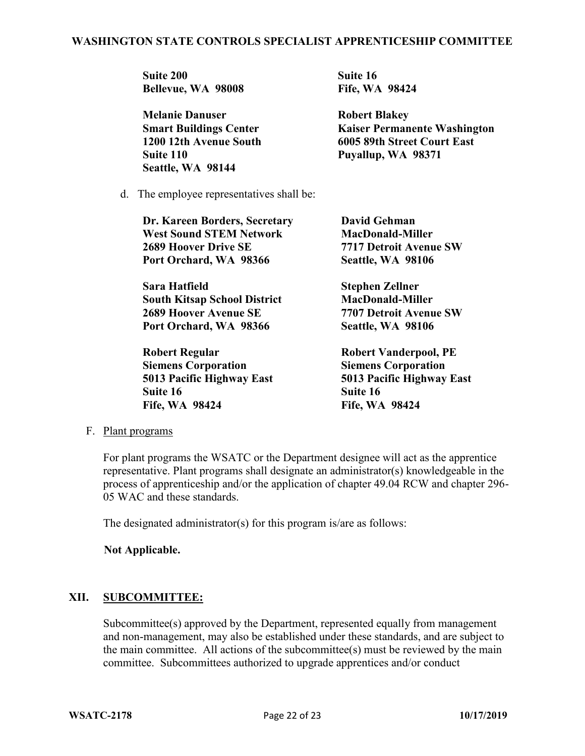**Suite 200**
**Bellevue, WA 98008**

**Suite 16**
**Fife, WA 98424**

**Melanie Danuser**
**Smart Buildings Center**
**1200 12th Avenue South**
**Suite 110**
**Seattle, WA 98144**

**Robert Blakey**
**Kaiser Permanente Washington**
**6005 89th Street Court East**
**Puyallup, WA 98371**

d. The employee representatives shall be:

**Dr. Kareen Borders, Secretary**
**West Sound STEM Network**
**2689 Hoover Drive SE**
**Port Orchard, WA 98366**

**David Gehman**
**MacDonald-Miller**
**7717 Detroit Avenue SW**
**Seattle, WA 98106**

**Sara Hatfield**
**South Kitsap School District**
**2689 Hoover Avenue SE**
**Port Orchard, WA 98366**

**Stephen Zellner**
**MacDonald-Miller**
**7707 Detroit Avenue SW**
**Seattle, WA 98106**

**Robert Regular**
**Siemens Corporation**
**5013 Pacific Highway East**
**Suite 16**
**Fife, WA 98424**

**Robert Vanderpool, PE**
**Siemens Corporation**
**5013 Pacific Highway East**
**Suite 16**
**Fife, WA 98424**

F. Plant programs

For plant programs the WSATC or the Department designee will act as the apprentice representative. Plant programs shall designate an administrator(s) knowledgeable in the process of apprenticeship and/or the application of chapter 49.04 RCW and chapter 296-05 WAC and these standards.

The designated administrator(s) for this program is/are as follows:

**Not Applicable.**

## XII. SUBCOMMITTEE:

Subcommittee(s) approved by the Department, represented equally from management and non-management, may also be established under these standards, and are subject to the main committee. All actions of the subcommittee(s) must be reviewed by the main committee. Subcommittees authorized to upgrade apprentices and/or conduct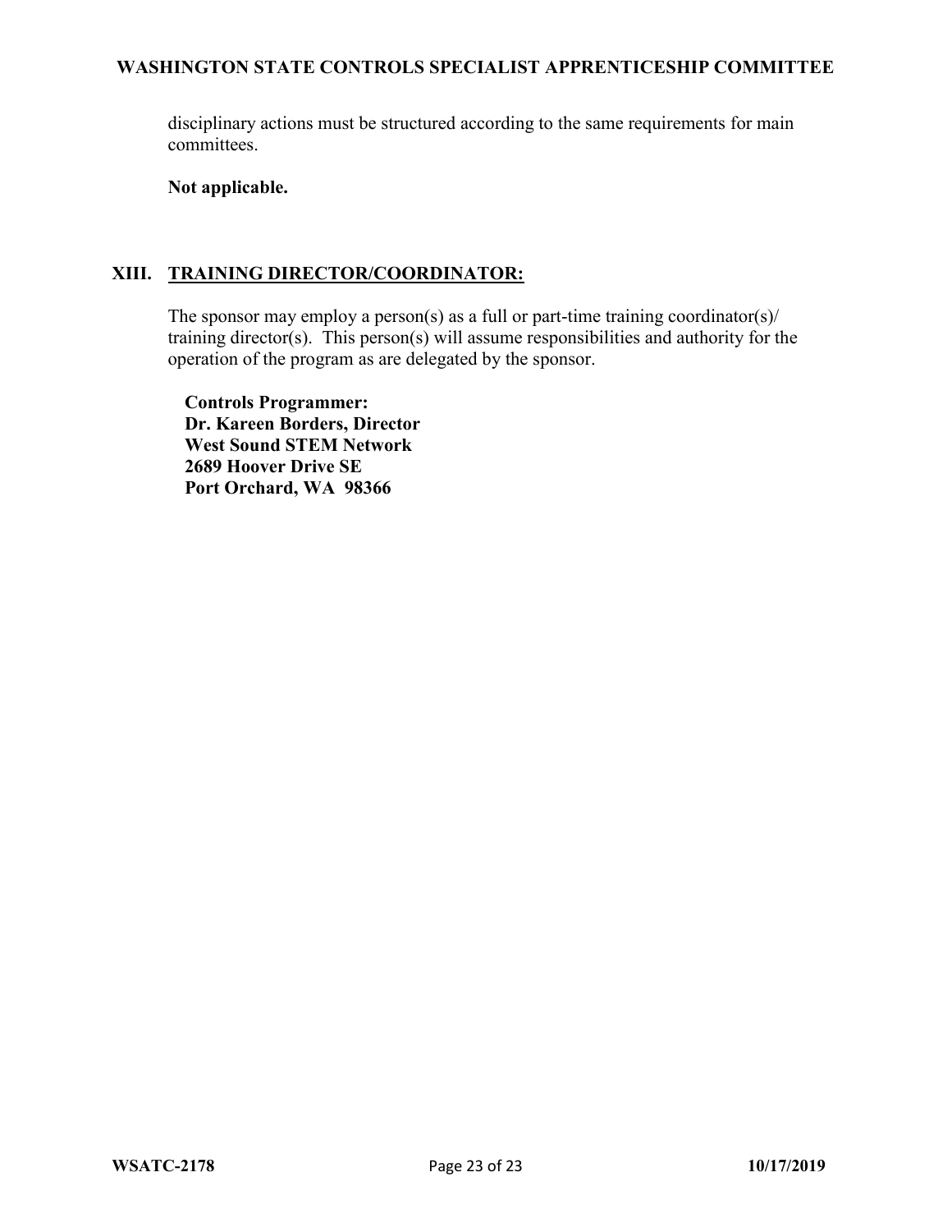disciplinary actions must be structured according to the same requirements for main committees.

**Not applicable.**

## XIII. TRAINING DIRECTOR/COORDINATOR:

The sponsor may employ a person(s) as a full or part-time training coordinator(s)/ training director(s). This person(s) will assume responsibilities and authority for the operation of the program as are delegated by the sponsor.

**Controls Programmer:**
**Dr. Kareen Borders, Director**
**West Sound STEM Network**
**2689 Hoover Drive SE**
**Port Orchard, WA 98366**